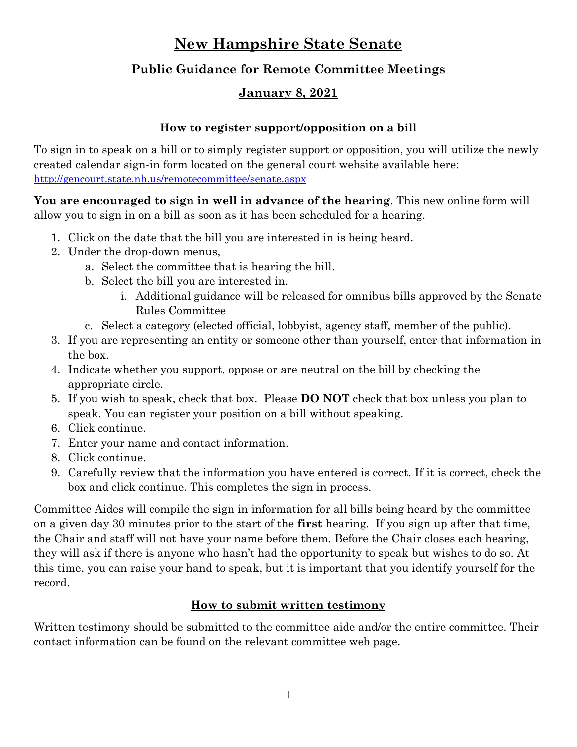# New Hampshire State Senate

## Public Guidance for Remote Committee Meetings

## January 8, 2021

### How to register support/opposition on a bill

To sign in to speak on a bill or to simply register support or opposition, you will utilize the newly created calendar sign-in form located on the general court website available here: http://gencourt.state.nh.us/remotecommittee/senate.aspx

**You are encouraged to sign in well in advance of the hearing**. This new online form will allow you to sign in on a bill as soon as it has been scheduled for a hearing.

1. Click on the date that the bill you are interested in is being heard.
2. Under the drop-down menus,
   a. Select the committee that is hearing the bill.
   b. Select the bill you are interested in.
      i. Additional guidance will be released for omnibus bills approved by the Senate Rules Committee
   c. Select a category (elected official, lobbyist, agency staff, member of the public).
3. If you are representing an entity or someone other than yourself, enter that information in the box.
4. Indicate whether you support, oppose or are neutral on the bill by checking the appropriate circle.
5. If you wish to speak, check that box. Please **DO NOT** check that box unless you plan to speak. You can register your position on a bill without speaking.
6. Click continue.
7. Enter your name and contact information.
8. Click continue.
9. Carefully review that the information you have entered is correct. If it is correct, check the box and click continue. This completes the sign in process.

Committee Aides will compile the sign in information for all bills being heard by the committee on a given day 30 minutes prior to the start of the **first** hearing. If you sign up after that time, the Chair and staff will not have your name before them. Before the Chair closes each hearing, they will ask if there is anyone who hasn't had the opportunity to speak but wishes to do so. At this time, you can raise your hand to speak, but it is important that you identify yourself for the record.

### How to submit written testimony

Written testimony should be submitted to the committee aide and/or the entire committee. Their contact information can be found on the relevant committee web page.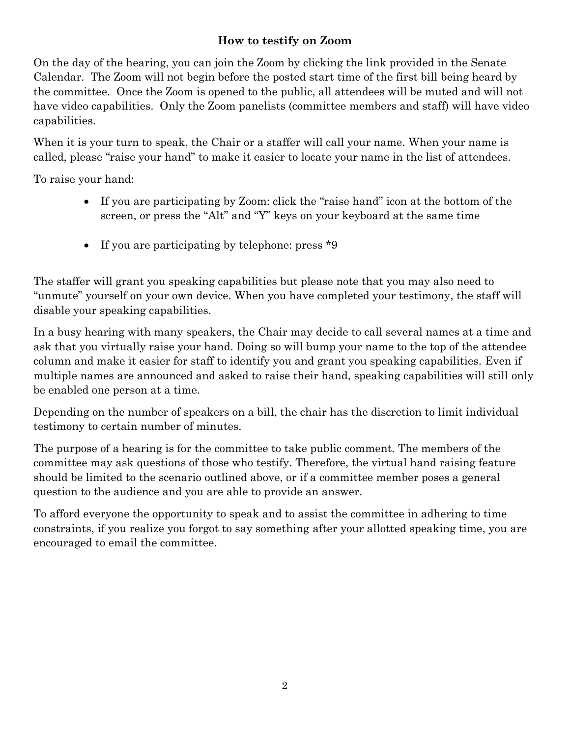## How to testify on Zoom

On the day of the hearing, you can join the Zoom by clicking the link provided in the Senate Calendar.  The Zoom will not begin before the posted start time of the first bill being heard by the committee.  Once the Zoom is opened to the public, all attendees will be muted and will not have video capabilities.  Only the Zoom panelists (committee members and staff) will have video capabilities.

When it is your turn to speak, the Chair or a staffer will call your name. When your name is called, please "raise your hand" to make it easier to locate your name in the list of attendees.

To raise your hand:

- If you are participating by Zoom: click the "raise hand" icon at the bottom of the screen, or press the "Alt" and "Y" keys on your keyboard at the same time
- If you are participating by telephone: press *9

The staffer will grant you speaking capabilities but please note that you may also need to "unmute" yourself on your own device. When you have completed your testimony, the staff will disable your speaking capabilities.

In a busy hearing with many speakers, the Chair may decide to call several names at a time and ask that you virtually raise your hand. Doing so will bump your name to the top of the attendee column and make it easier for staff to identify you and grant you speaking capabilities. Even if multiple names are announced and asked to raise their hand, speaking capabilities will still only be enabled one person at a time.

Depending on the number of speakers on a bill, the chair has the discretion to limit individual testimony to certain number of minutes.

The purpose of a hearing is for the committee to take public comment. The members of the committee may ask questions of those who testify. Therefore, the virtual hand raising feature should be limited to the scenario outlined above, or if a committee member poses a general question to the audience and you are able to provide an answer.

To afford everyone the opportunity to speak and to assist the committee in adhering to time constraints, if you realize you forgot to say something after your allotted speaking time, you are encouraged to email the committee.